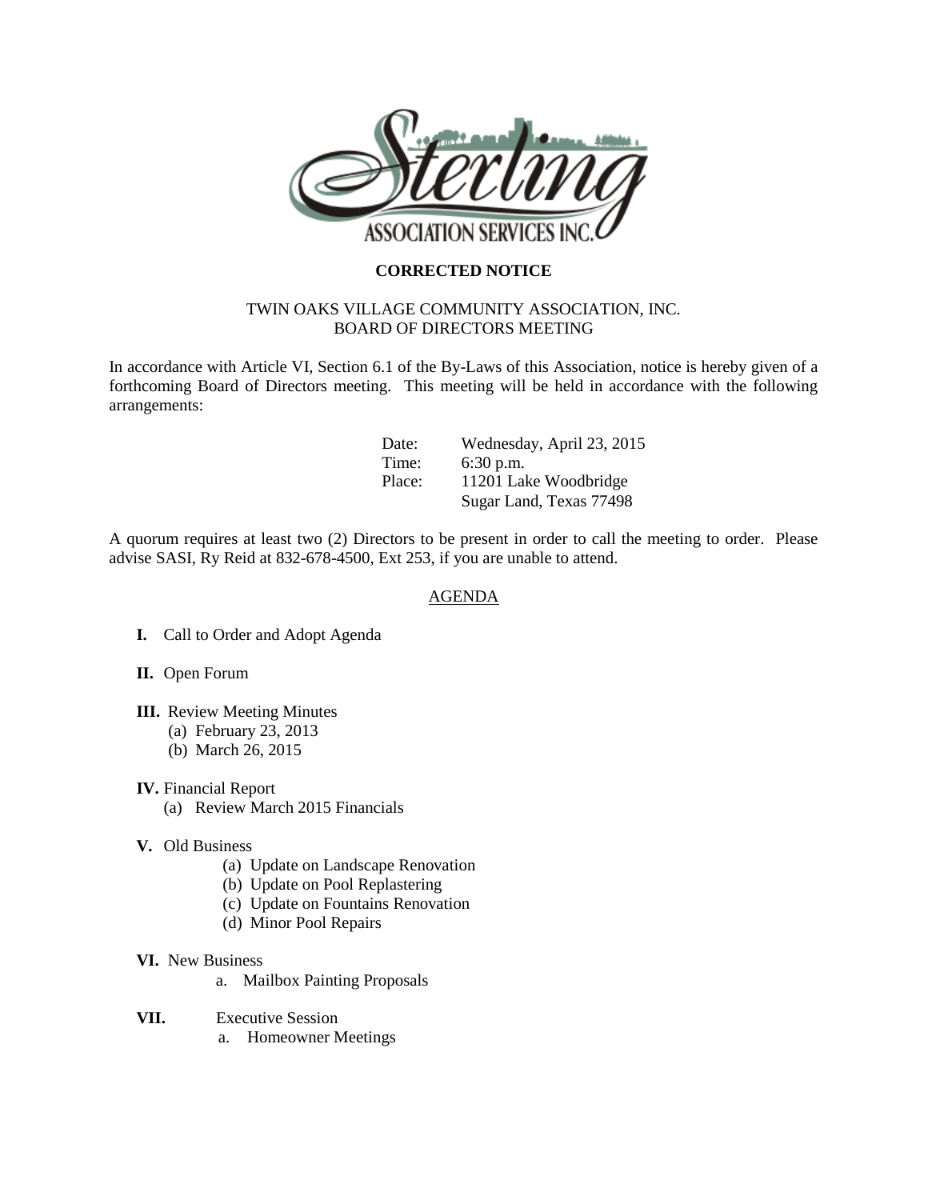**CORRECTED NOTICE**

TWIN OAKS VILLAGE COMMUNITY ASSOCIATION, INC.
BOARD OF DIRECTORS MEETING

In accordance with Article VI, Section 6.1 of the By-Laws of this Association, notice is hereby given of a forthcoming Board of Directors meeting. This meeting will be held in accordance with the following arrangements:

| | |
|---|---|
| Date: | Wednesday, April 23, 2015 |
| Time: | 6:30 p.m. |
| Place: | 11201 Lake Woodbridge<br>Sugar Land, Texas 77498 |

A quorum requires at least two (2) Directors to be present in order to call the meeting to order. Please advise SASI, Ry Reid at 832-678-4500, Ext 253, if you are unable to attend.

AGENDA

**I.** Call to Order and Adopt Agenda

**II.** Open Forum

**III.** Review Meeting Minutes
- (a) February 23, 2013
- (b) March 26, 2015

**IV.** Financial Report
- (a) Review March 2015 Financials

**V.** Old Business
- (a) Update on Landscape Renovation
- (b) Update on Pool Replastering
- (c) Update on Fountains Renovation
- (d) Minor Pool Repairs

**VI.** New Business
- a. Mailbox Painting Proposals

**VII.** Executive Session
- a. Homeowner Meetings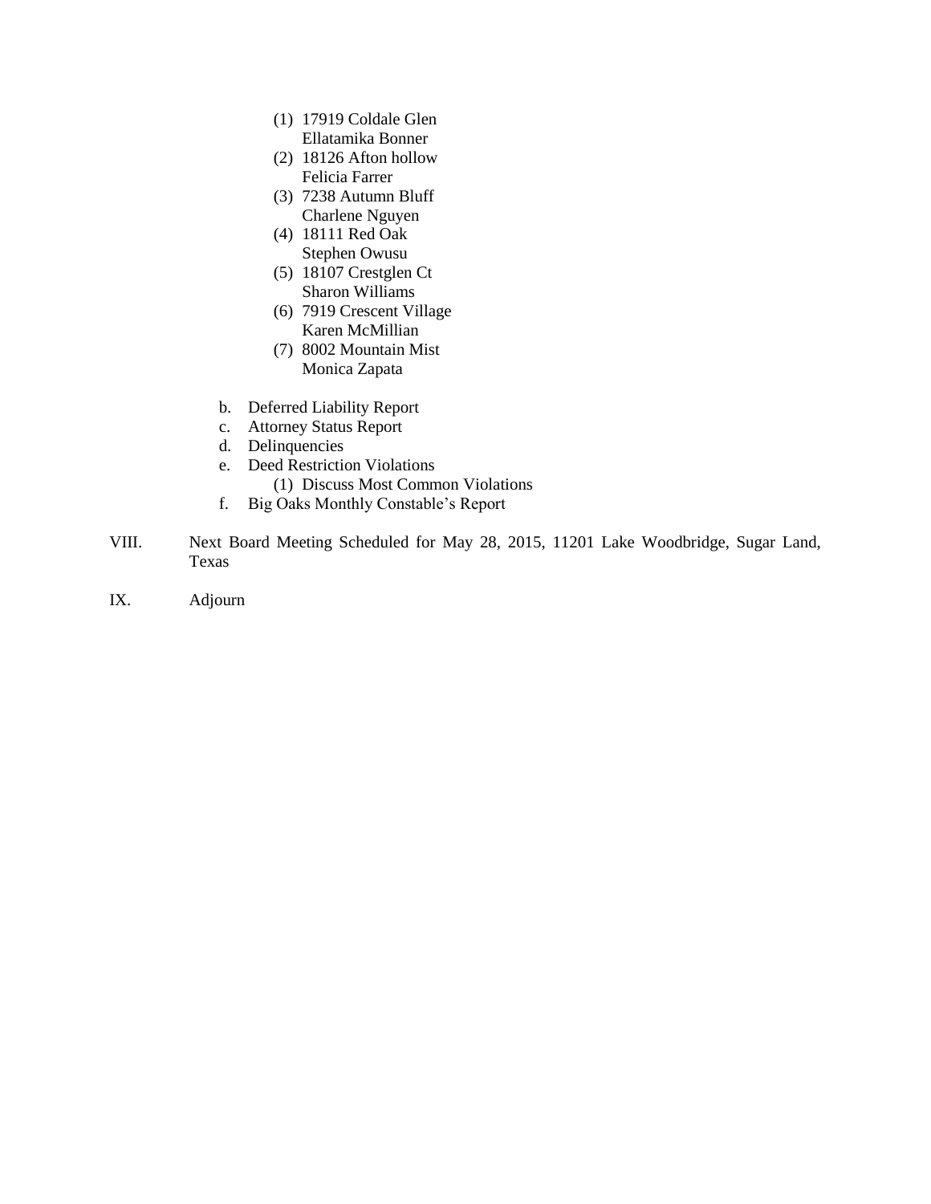(1) 17919 Coldale Glen
    Ellatamika Bonner
(2) 18126 Afton hollow
    Felicia Farrer
(3) 7238 Autumn Bluff
    Charlene Nguyen
(4) 18111 Red Oak
    Stephen Owusu
(5) 18107 Crestglen Ct
    Sharon Williams
(6) 7919 Crescent Village
    Karen McMillian
(7) 8002 Mountain Mist
    Monica Zapata

b. Deferred Liability Report
c. Attorney Status Report
d. Delinquencies
e. Deed Restriction Violations
    (1) Discuss Most Common Violations
f. Big Oaks Monthly Constable's Report

VIII. Next Board Meeting Scheduled for May 28, 2015, 11201 Lake Woodbridge, Sugar Land, Texas

IX. Adjourn